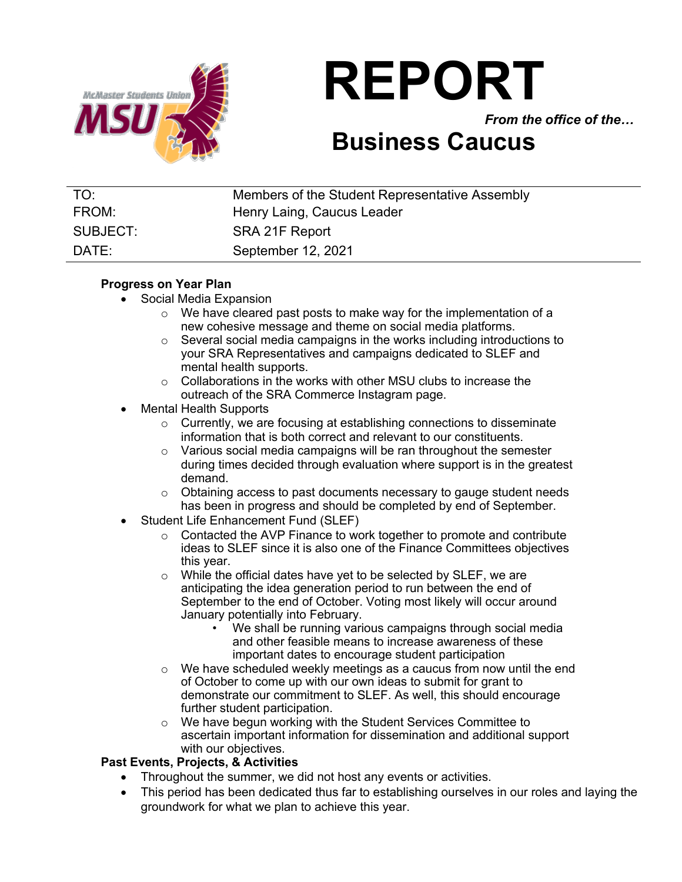# REPORT

*From the office of the…*

## Business Caucus

| | |
|---|---|
| TO: | Members of the Student Representative Assembly |
| FROM: | Henry Laing, Caucus Leader |
| SUBJECT: | SRA 21F Report |
| DATE: | September 12, 2021 |

**Progress on Year Plan**

- Social Media Expansion
  - We have cleared past posts to make way for the implementation of a new cohesive message and theme on social media platforms.
  - Several social media campaigns in the works including introductions to your SRA Representatives and campaigns dedicated to SLEF and mental health supports.
  - Collaborations in the works with other MSU clubs to increase the outreach of the SRA Commerce Instagram page.
- Mental Health Supports
  - Currently, we are focusing at establishing connections to disseminate information that is both correct and relevant to our constituents.
  - Various social media campaigns will be ran throughout the semester during times decided through evaluation where support is in the greatest demand.
  - Obtaining access to past documents necessary to gauge student needs has been in progress and should be completed by end of September.
- Student Life Enhancement Fund (SLEF)
  - Contacted the AVP Finance to work together to promote and contribute ideas to SLEF since it is also one of the Finance Committees objectives this year.
  - While the official dates have yet to be selected by SLEF, we are anticipating the idea generation period to run between the end of September to the end of October. Voting most likely will occur around January potentially into February.
    - We shall be running various campaigns through social media and other feasible means to increase awareness of these important dates to encourage student participation
  - We have scheduled weekly meetings as a caucus from now until the end of October to come up with our own ideas to submit for grant to demonstrate our commitment to SLEF. As well, this should encourage further student participation.
  - We have begun working with the Student Services Committee to ascertain important information for dissemination and additional support with our objectives.

**Past Events, Projects, & Activities**

- Throughout the summer, we did not host any events or activities.
- This period has been dedicated thus far to establishing ourselves in our roles and laying the groundwork for what we plan to achieve this year.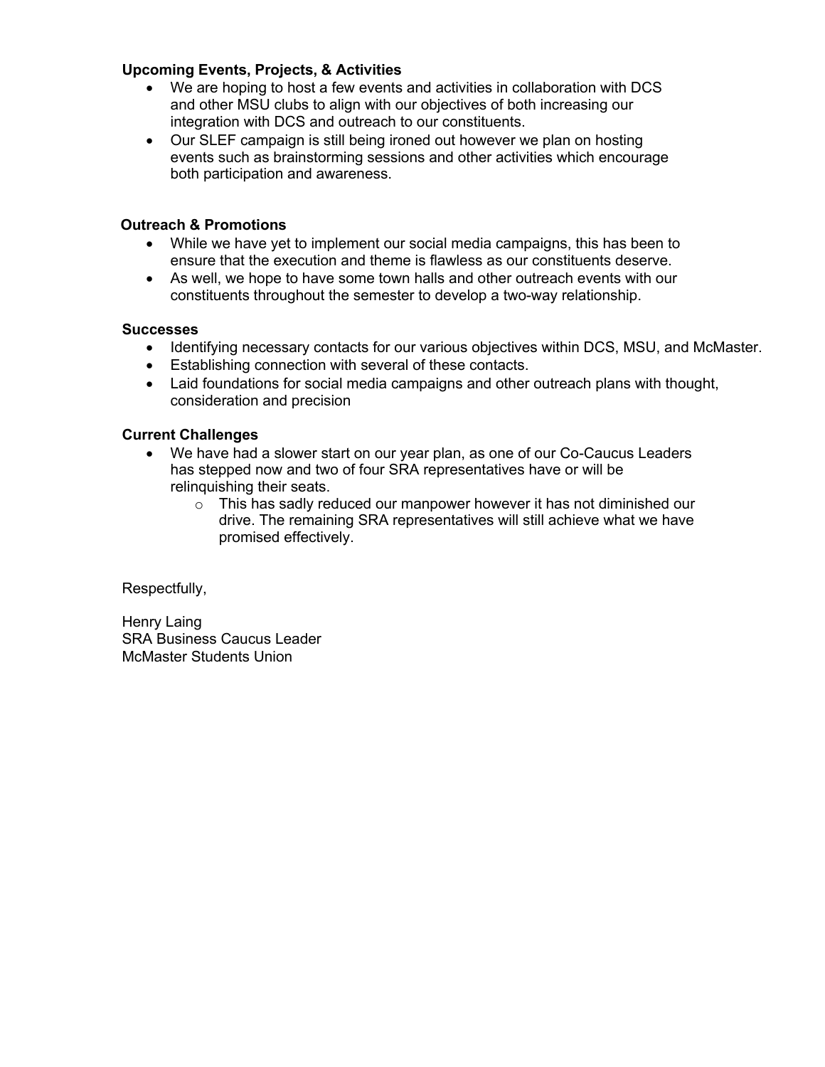**Upcoming Events, Projects, & Activities**

- We are hoping to host a few events and activities in collaboration with DCS and other MSU clubs to align with our objectives of both increasing our integration with DCS and outreach to our constituents.
- Our SLEF campaign is still being ironed out however we plan on hosting events such as brainstorming sessions and other activities which encourage both participation and awareness.

**Outreach & Promotions**

- While we have yet to implement our social media campaigns, this has been to ensure that the execution and theme is flawless as our constituents deserve.
- As well, we hope to have some town halls and other outreach events with our constituents throughout the semester to develop a two-way relationship.

**Successes**

- Identifying necessary contacts for our various objectives within DCS, MSU, and McMaster.
- Establishing connection with several of these contacts.
- Laid foundations for social media campaigns and other outreach plans with thought, consideration and precision

**Current Challenges**

- We have had a slower start on our year plan, as one of our Co-Caucus Leaders has stepped now and two of four SRA representatives have or will be relinquishing their seats.
  - This has sadly reduced our manpower however it has not diminished our drive. The remaining SRA representatives will still achieve what we have promised effectively.

Respectfully,

Henry Laing
SRA Business Caucus Leader
McMaster Students Union